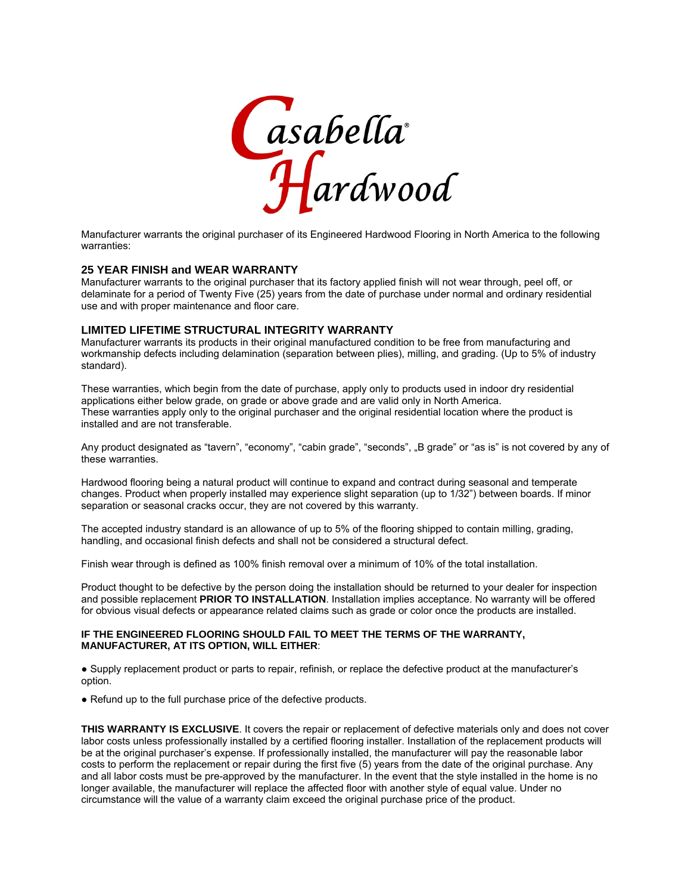# Casabella® Hardwood

Manufacturer warrants the original purchaser of its Engineered Hardwood Flooring in North America to the following warranties:

### 25 YEAR FINISH and WEAR WARRANTY

Manufacturer warrants to the original purchaser that its factory applied finish will not wear through, peel off, or delaminate for a period of Twenty Five (25) years from the date of purchase under normal and ordinary residential use and with proper maintenance and floor care.

### LIMITED LIFETIME STRUCTURAL INTEGRITY WARRANTY

Manufacturer warrants its products in their original manufactured condition to be free from manufacturing and workmanship defects including delamination (separation between plies), milling, and grading. (Up to 5% of industry standard).

These warranties, which begin from the date of purchase, apply only to products used in indoor dry residential applications either below grade, on grade or above grade and are valid only in North America.
These warranties apply only to the original purchaser and the original residential location where the product is installed and are not transferable.

Any product designated as "tavern", "economy", "cabin grade", "seconds", „B grade" or "as is" is not covered by any of these warranties.

Hardwood flooring being a natural product will continue to expand and contract during seasonal and temperate changes. Product when properly installed may experience slight separation (up to 1/32") between boards. If minor separation or seasonal cracks occur, they are not covered by this warranty.

The accepted industry standard is an allowance of up to 5% of the flooring shipped to contain milling, grading, handling, and occasional finish defects and shall not be considered a structural defect.

Finish wear through is defined as 100% finish removal over a minimum of 10% of the total installation.

Product thought to be defective by the person doing the installation should be returned to your dealer for inspection and possible replacement **PRIOR TO INSTALLATION**. Installation implies acceptance. No warranty will be offered for obvious visual defects or appearance related claims such as grade or color once the products are installed.

**IF THE ENGINEERED FLOORING SHOULD FAIL TO MEET THE TERMS OF THE WARRANTY, MANUFACTURER, AT ITS OPTION, WILL EITHER**:

- Supply replacement product or parts to repair, refinish, or replace the defective product at the manufacturer's option.
- Refund up to the full purchase price of the defective products.

**THIS WARRANTY IS EXCLUSIVE**. It covers the repair or replacement of defective materials only and does not cover labor costs unless professionally installed by a certified flooring installer. Installation of the replacement products will be at the original purchaser's expense. If professionally installed, the manufacturer will pay the reasonable labor costs to perform the replacement or repair during the first five (5) years from the date of the original purchase. Any and all labor costs must be pre-approved by the manufacturer. In the event that the style installed in the home is no longer available, the manufacturer will replace the affected floor with another style of equal value. Under no circumstance will the value of a warranty claim exceed the original purchase price of the product.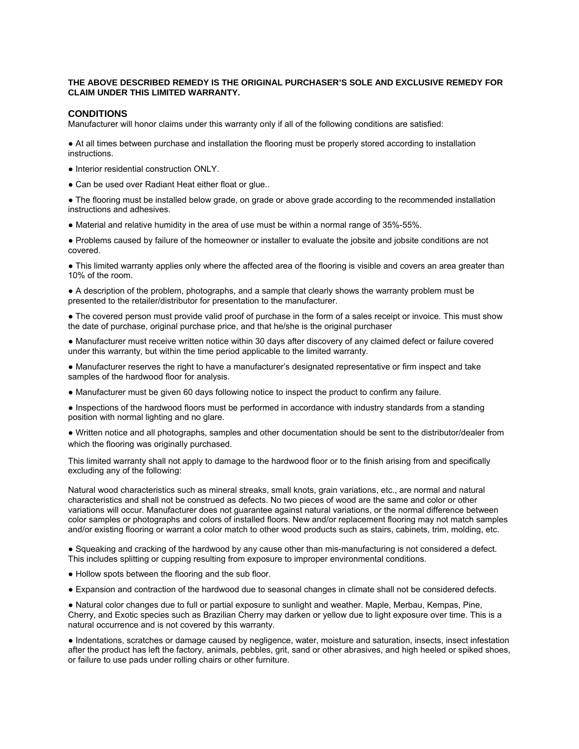**THE ABOVE DESCRIBED REMEDY IS THE ORIGINAL PURCHASER'S SOLE AND EXCLUSIVE REMEDY FOR CLAIM UNDER THIS LIMITED WARRANTY.**

## CONDITIONS

Manufacturer will honor claims under this warranty only if all of the following conditions are satisfied:

- At all times between purchase and installation the flooring must be properly stored according to installation instructions.
- Interior residential construction ONLY.
- Can be used over Radiant Heat either float or glue..
- The flooring must be installed below grade, on grade or above grade according to the recommended installation instructions and adhesives.
- Material and relative humidity in the area of use must be within a normal range of 35%-55%.
- Problems caused by failure of the homeowner or installer to evaluate the jobsite and jobsite conditions are not covered.
- This limited warranty applies only where the affected area of the flooring is visible and covers an area greater than 10% of the room.
- A description of the problem, photographs, and a sample that clearly shows the warranty problem must be presented to the retailer/distributor for presentation to the manufacturer.
- The covered person must provide valid proof of purchase in the form of a sales receipt or invoice. This must show the date of purchase, original purchase price, and that he/she is the original purchaser
- Manufacturer must receive written notice within 30 days after discovery of any claimed defect or failure covered under this warranty, but within the time period applicable to the limited warranty.
- Manufacturer reserves the right to have a manufacturer's designated representative or firm inspect and take samples of the hardwood floor for analysis.
- Manufacturer must be given 60 days following notice to inspect the product to confirm any failure.
- Inspections of the hardwood floors must be performed in accordance with industry standards from a standing position with normal lighting and no glare.
- Written notice and all photographs, samples and other documentation should be sent to the distributor/dealer from which the flooring was originally purchased.

This limited warranty shall not apply to damage to the hardwood floor or to the finish arising from and specifically excluding any of the following:

Natural wood characteristics such as mineral streaks, small knots, grain variations, etc., are normal and natural characteristics and shall not be construed as defects. No two pieces of wood are the same and color or other variations will occur. Manufacturer does not guarantee against natural variations, or the normal difference between color samples or photographs and colors of installed floors. New and/or replacement flooring may not match samples and/or existing flooring or warrant a color match to other wood products such as stairs, cabinets, trim, molding, etc.

- Squeaking and cracking of the hardwood by any cause other than mis-manufacturing is not considered a defect. This includes splitting or cupping resulting from exposure to improper environmental conditions.
- Hollow spots between the flooring and the sub floor.
- Expansion and contraction of the hardwood due to seasonal changes in climate shall not be considered defects.
- Natural color changes due to full or partial exposure to sunlight and weather. Maple, Merbau, Kempas, Pine, Cherry, and Exotic species such as Brazilian Cherry may darken or yellow due to light exposure over time. This is a natural occurrence and is not covered by this warranty.
- Indentations, scratches or damage caused by negligence, water, moisture and saturation, insects, insect infestation after the product has left the factory, animals, pebbles, grit, sand or other abrasives, and high heeled or spiked shoes, or failure to use pads under rolling chairs or other furniture.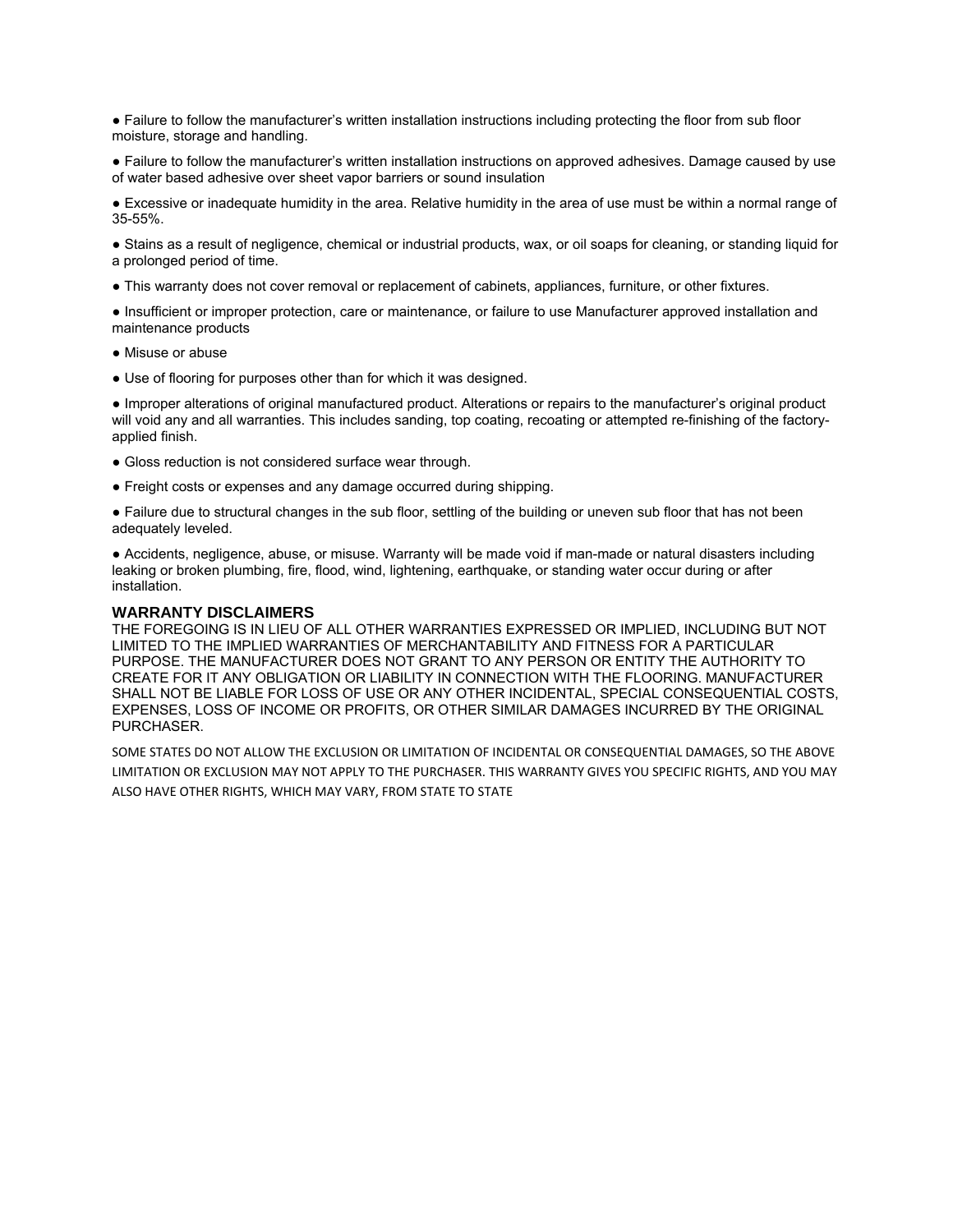- Failure to follow the manufacturer's written installation instructions including protecting the floor from sub floor moisture, storage and handling.
- Failure to follow the manufacturer's written installation instructions on approved adhesives. Damage caused by use of water based adhesive over sheet vapor barriers or sound insulation
- Excessive or inadequate humidity in the area. Relative humidity in the area of use must be within a normal range of 35-55%.
- Stains as a result of negligence, chemical or industrial products, wax, or oil soaps for cleaning, or standing liquid for a prolonged period of time.
- This warranty does not cover removal or replacement of cabinets, appliances, furniture, or other fixtures.
- Insufficient or improper protection, care or maintenance, or failure to use Manufacturer approved installation and maintenance products
- Misuse or abuse
- Use of flooring for purposes other than for which it was designed.
- Improper alterations of original manufactured product. Alterations or repairs to the manufacturer's original product will void any and all warranties. This includes sanding, top coating, recoating or attempted re-finishing of the factory-applied finish.
- Gloss reduction is not considered surface wear through.
- Freight costs or expenses and any damage occurred during shipping.
- Failure due to structural changes in the sub floor, settling of the building or uneven sub floor that has not been adequately leveled.
- Accidents, negligence, abuse, or misuse. Warranty will be made void if man-made or natural disasters including leaking or broken plumbing, fire, flood, wind, lightening, earthquake, or standing water occur during or after installation.

## WARRANTY DISCLAIMERS

THE FOREGOING IS IN LIEU OF ALL OTHER WARRANTIES EXPRESSED OR IMPLIED, INCLUDING BUT NOT LIMITED TO THE IMPLIED WARRANTIES OF MERCHANTABILITY AND FITNESS FOR A PARTICULAR PURPOSE. THE MANUFACTURER DOES NOT GRANT TO ANY PERSON OR ENTITY THE AUTHORITY TO CREATE FOR IT ANY OBLIGATION OR LIABILITY IN CONNECTION WITH THE FLOORING. MANUFACTURER SHALL NOT BE LIABLE FOR LOSS OF USE OR ANY OTHER INCIDENTAL, SPECIAL CONSEQUENTIAL COSTS, EXPENSES, LOSS OF INCOME OR PROFITS, OR OTHER SIMILAR DAMAGES INCURRED BY THE ORIGINAL PURCHASER.

SOME STATES DO NOT ALLOW THE EXCLUSION OR LIMITATION OF INCIDENTAL OR CONSEQUENTIAL DAMAGES, SO THE ABOVE LIMITATION OR EXCLUSION MAY NOT APPLY TO THE PURCHASER. THIS WARRANTY GIVES YOU SPECIFIC RIGHTS, AND YOU MAY ALSO HAVE OTHER RIGHTS, WHICH MAY VARY, FROM STATE TO STATE